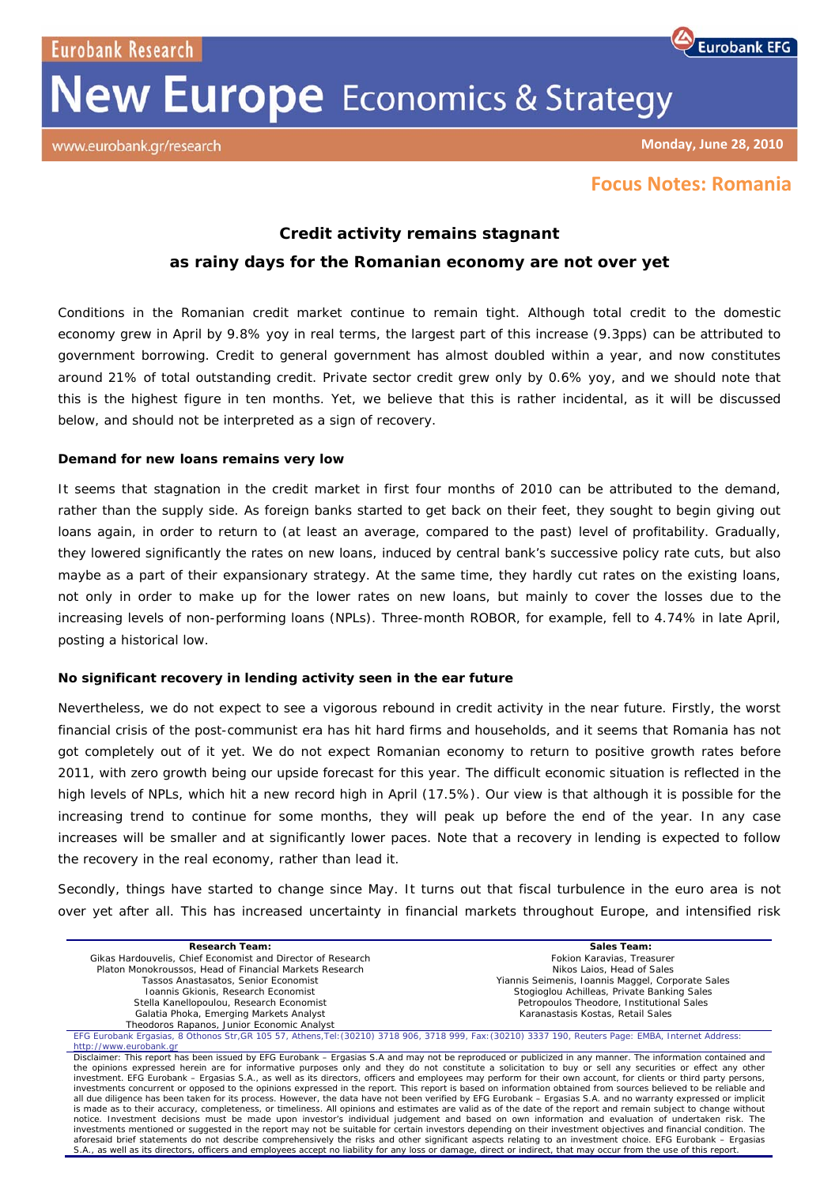Eurobank Research

# New Europe Economics & Strategy

www.eurobank.gr/research

Monday, June 28, 2010

## Focus Notes: Romania

### Credit activity remains stagnant as rainy days for the Romanian economy are not over yet

Conditions in the Romanian credit market continue to remain tight. Although total credit to the domestic economy grew in April by 9.8% yoy in real terms, the largest part of this increase (9.3pps) can be attributed to government borrowing. Credit to general government has almost doubled within a year, and now constitutes around 21% of total outstanding credit. Private sector credit grew only by 0.6% yoy, and we should note that this is the highest figure in ten months. Yet, we believe that this is rather incidental, as it will be discussed below, and should not be interpreted as a sign of recovery.

**Demand for new loans remains very low**

It seems that stagnation in the credit market in first four months of 2010 can be attributed to the demand, rather than the supply side. As foreign banks started to get back on their feet, they sought to begin giving out loans again, in order to return to (at least an average, compared to the past) level of profitability. Gradually, they lowered significantly the rates on new loans, induced by central bank's successive policy rate cuts, but also maybe as a part of their expansionary strategy. At the same time, they hardly cut rates on the existing loans, not only in order to make up for the lower rates on new loans, but mainly to cover the losses due to the increasing levels of non-performing loans (NPLs). Three-month ROBOR, for example, fell to 4.74% in late April, posting a historical low.

**No significant recovery in lending activity seen in the ear future**

Nevertheless, we do not expect to see a vigorous rebound in credit activity in the near future. Firstly, the worst financial crisis of the post-communist era has hit hard firms and households, and it seems that Romania has not got completely out of it yet. We do not expect Romanian economy to return to positive growth rates before 2011, with zero growth being our upside forecast for this year. The difficult economic situation is reflected in the high levels of NPLs, which hit a new record high in April (17.5%). Our view is that although it is possible for the increasing trend to continue for some months, they will peak up before the end of the year. In any case increases will be smaller and at significantly lower paces. Note that a recovery in lending is expected to follow the recovery in the real economy, rather than lead it.

Secondly, things have started to change since May. It turns out that fiscal turbulence in the euro area is not over yet after all. This has increased uncertainty in financial markets throughout Europe, and intensified risk

**Research Team:**
Gikas Hardouvelis, Chief Economist and Director of Research
Platon Monokroussos, Head of Financial Markets Research
Tassos Anastasatos, Senior Economist
Ioannis Gkionis, Research Economist
Stella Kanellopoulou, Research Economist
Galatia Phoka, Emerging Markets Analyst
Theodoros Rapanos, Junior Economic Analyst

**Sales Team:**
Fokion Karavias, Treasurer
Nikos Laios, Head of Sales
Yiannis Seimenis, Ioannis Maggel, Corporate Sales
Stogioglou Achilleas, Private Banking Sales
Petropoulos Theodore, Institutional Sales
Karanastasis Kostas, Retail Sales

EFG Eurobank Ergasias, 8 Othonos Str,GR 105 57, Athens,Tel:(30210) 3718 906, 3718 999, Fax:(30210) 3337 190, Reuters Page: EMBA, Internet Address: http://www.eurobank.gr

Disclaimer: This report has been issued by EFG Eurobank – Ergasias S.A and may not be reproduced or publicized in any manner. The information contained and the opinions expressed herein are for informative purposes only and they do not constitute a solicitation to buy or sell any securities or effect any other investment. EFG Eurobank – Ergasias S.A., as well as its directors, officers and employees may perform for their own account, for clients or third party persons, investments concurrent or opposed to the opinions expressed in the report. This report is based on information obtained from sources believed to be reliable and all due diligence has been taken for its process. However, the data have not been verified by EFG Eurobank – Ergasias S.A. and no warranty expressed or implicit is made as to their accuracy, completeness, or timeliness. All opinions and estimates are valid as of the date of the report and remain subject to change without notice. Investment decisions must be made upon investor's individual judgement and based on own information and evaluation of undertaken risk. The investments mentioned or suggested in the report may not be suitable for certain investors depending on their investment objectives and financial condition. The aforesaid brief statements do not describe comprehensively the risks and other significant aspects relating to an investment choice. EFG Eurobank – Ergasias S.A., as well as its directors, officers and employees accept no liability for any loss or damage, direct or indirect, that may occur from the use of this report.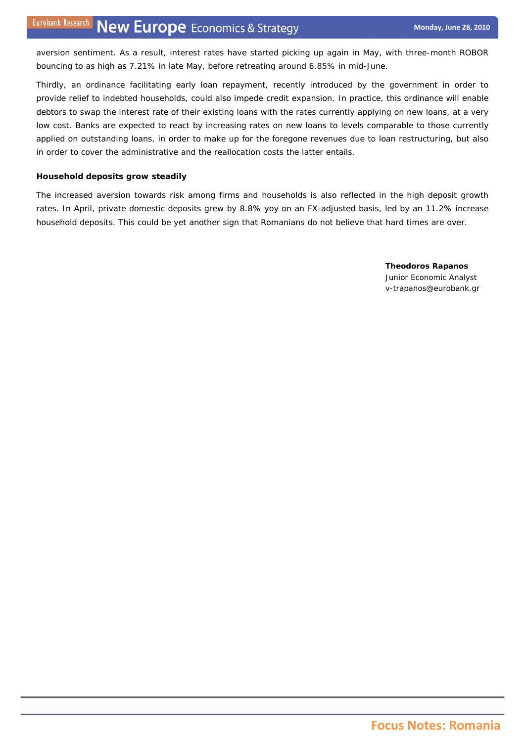aversion sentiment. As a result, interest rates have started picking up again in May, with three-month ROBOR bouncing to as high as 7.21% in late May, before retreating around 6.85% in mid-June.

Thirdly, an ordinance facilitating early loan repayment, recently introduced by the government in order to provide relief to indebted households, could also impede credit expansion. In practice, this ordinance will enable debtors to swap the interest rate of their existing loans with the rates currently applying on new loans, at a very low cost. Banks are expected to react by increasing rates on new loans to levels comparable to those currently applied on outstanding loans, in order to make up for the foregone revenues due to loan restructuring, but also in order to cover the administrative and the reallocation costs the latter entails.

**Household deposits grow steadily**

The increased aversion towards risk among firms and households is also reflected in the high deposit growth rates. In April, private domestic deposits grew by 8.8% yoy on an FX-adjusted basis, led by an 11.2% increase household deposits. This could be yet another sign that Romanians do not believe that hard times are over.

**Theodoros Rapanos**
Junior Economic Analyst
v-trapanos@eurobank.gr